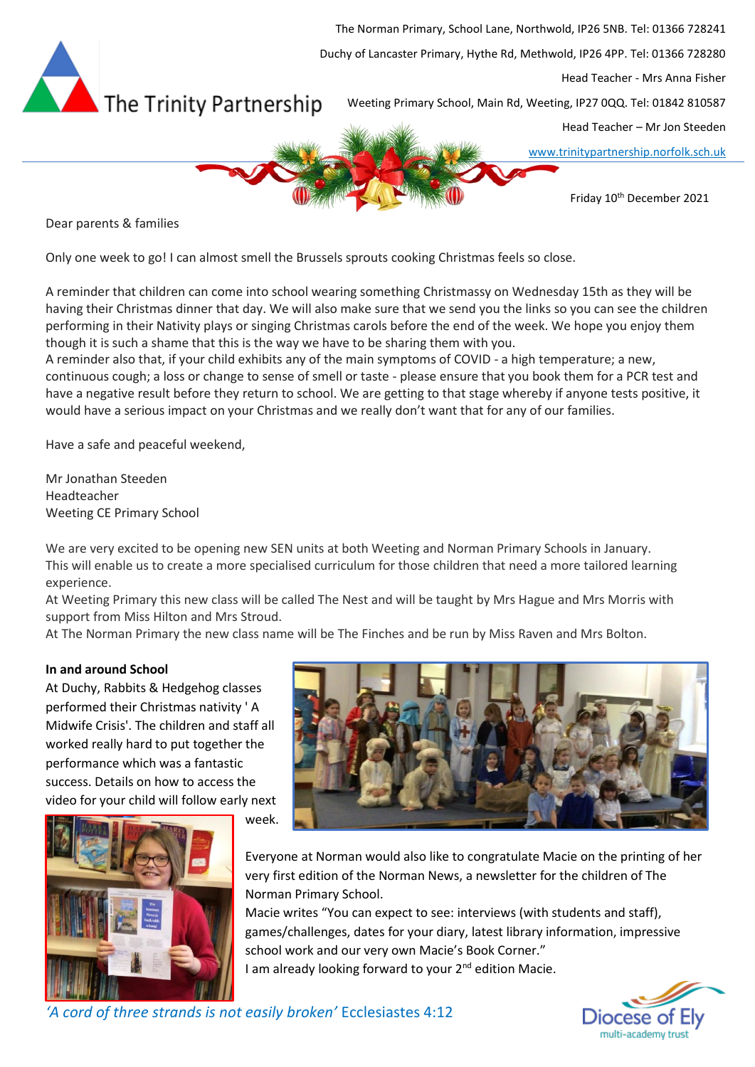The Trinity Partnership

The Norman Primary, School Lane, Northwold, IP26 5NB. Tel: 01366 728241

Duchy of Lancaster Primary, Hythe Rd, Methwold, IP26 4PP. Tel: 01366 728280

Head Teacher - Mrs Anna Fisher

Weeting Primary School, Main Rd, Weeting, IP27 0QQ. Tel: 01842 810587

Head Teacher – Mr Jon Steeden

www.trinitypartnership.norfolk.sch.uk

Friday 10th December 2021

Dear parents & families

Only one week to go! I can almost smell the Brussels sprouts cooking Christmas feels so close.

A reminder that children can come into school wearing something Christmassy on Wednesday 15th as they will be having their Christmas dinner that day. We will also make sure that we send you the links so you can see the children performing in their Nativity plays or singing Christmas carols before the end of the week. We hope you enjoy them though it is such a shame that this is the way we have to be sharing them with you.
A reminder also that, if your child exhibits any of the main symptoms of COVID - a high temperature; a new, continuous cough; a loss or change to sense of smell or taste - please ensure that you book them for a PCR test and have a negative result before they return to school. We are getting to that stage whereby if anyone tests positive, it would have a serious impact on your Christmas and we really don't want that for any of our families.

Have a safe and peaceful weekend,

Mr Jonathan Steeden
Headteacher
Weeting CE Primary School

We are very excited to be opening new SEN units at both Weeting and Norman Primary Schools in January. This will enable us to create a more specialised curriculum for those children that need a more tailored learning experience.
At Weeting Primary this new class will be called The Nest and will be taught by Mrs Hague and Mrs Morris with support from Miss Hilton and Mrs Stroud.
At The Norman Primary the new class name will be The Finches and be run by Miss Raven and Mrs Bolton.

**In and around School**

At Duchy, Rabbits & Hedgehog classes performed their Christmas nativity ' A Midwife Crisis'. The children and staff all worked really hard to put together the performance which was a fantastic success. Details on how to access the video for your child will follow early next week.

Everyone at Norman would also like to congratulate Macie on the printing of her very first edition of the Norman News, a newsletter for the children of The Norman Primary School.
Macie writes "You can expect to see: interviews (with students and staff), games/challenges, dates for your diary, latest library information, impressive school work and our very own Macie's Book Corner."
I am already looking forward to your 2nd edition Macie.

*'A cord of three strands is not easily broken'* Ecclesiastes 4:12

Diocese of Ely multi-academy trust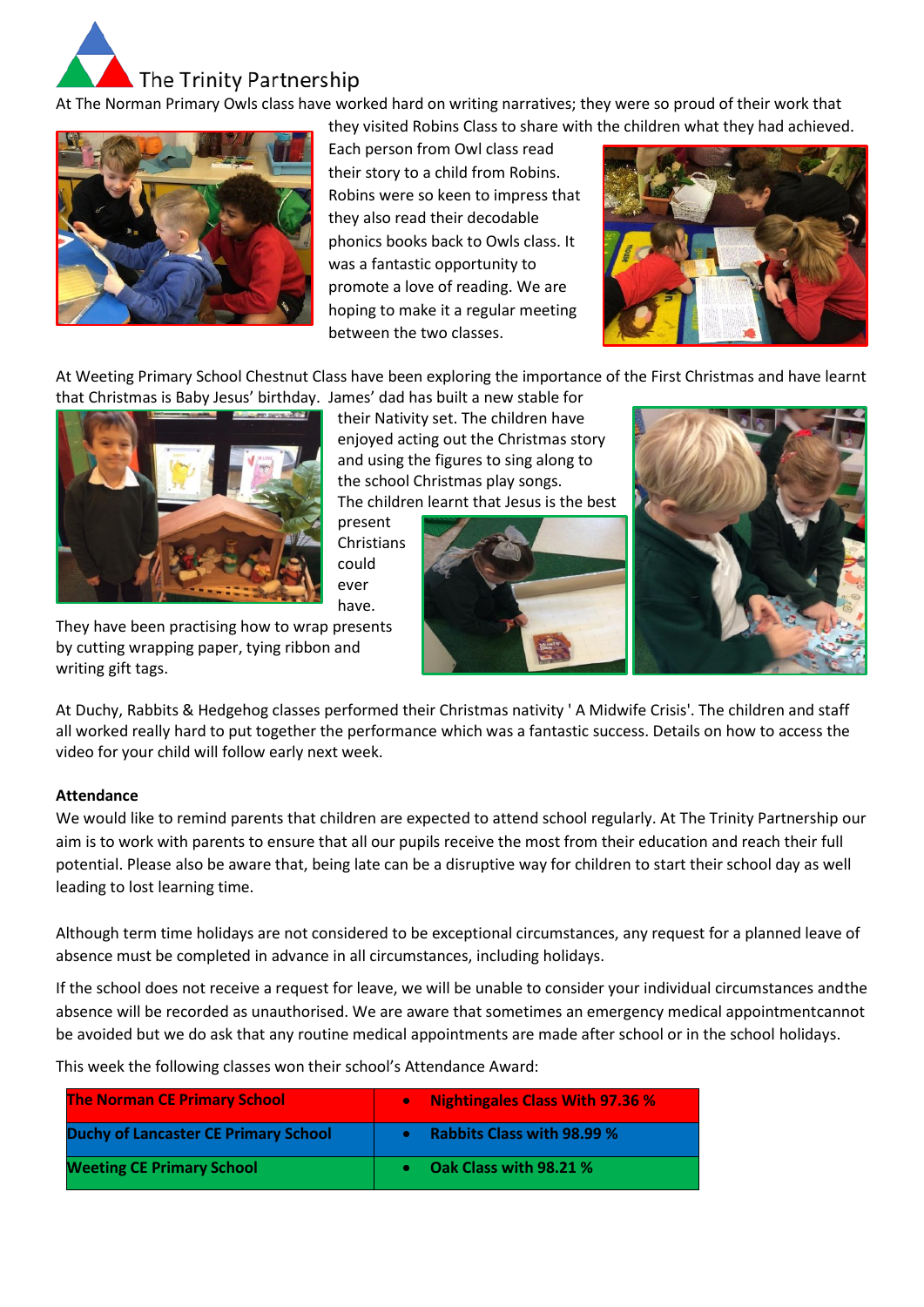The Trinity Partnership

At The Norman Primary Owls class have worked hard on writing narratives; they were so proud of their work that they visited Robins Class to share with the children what they had achieved. Each person from Owl class read their story to a child from Robins. Robins were so keen to impress that they also read their decodable phonics books back to Owls class. It was a fantastic opportunity to promote a love of reading. We are hoping to make it a regular meeting between the two classes.

At Weeting Primary School Chestnut Class have been exploring the importance of the First Christmas and have learnt that Christmas is Baby Jesus' birthday. James' dad has built a new stable for their Nativity set. The children have enjoyed acting out the Christmas story and using the figures to sing along to the school Christmas play songs. The children learnt that Jesus is the best present Christians could ever have. They have been practising how to wrap presents by cutting wrapping paper, tying ribbon and writing gift tags.

At Duchy, Rabbits & Hedgehog classes performed their Christmas nativity ' A Midwife Crisis'. The children and staff all worked really hard to put together the performance which was a fantastic success. Details on how to access the video for your child will follow early next week.

**Attendance**

We would like to remind parents that children are expected to attend school regularly. At The Trinity Partnership our aim is to work with parents to ensure that all our pupils receive the most from their education and reach their full potential. Please also be aware that, being late can be a disruptive way for children to start their school day as well leading to lost learning time.

Although term time holidays are not considered to be exceptional circumstances, any request for a planned leave of absence must be completed in advance in all circumstances, including holidays.

If the school does not receive a request for leave, we will be unable to consider your individual circumstances andthe absence will be recorded as unauthorised. We are aware that sometimes an emergency medical appointmentcannot be avoided but we do ask that any routine medical appointments are made after school or in the school holidays.

This week the following classes won their school's Attendance Award:

| | |
|---|---|
| **The Norman CE Primary School** | • **Nightingales Class With 97.36 %** |
| **Duchy of Lancaster CE Primary School** | • **Rabbits Class with 98.99 %** |
| **Weeting CE Primary School** | • **Oak Class with 98.21 %** |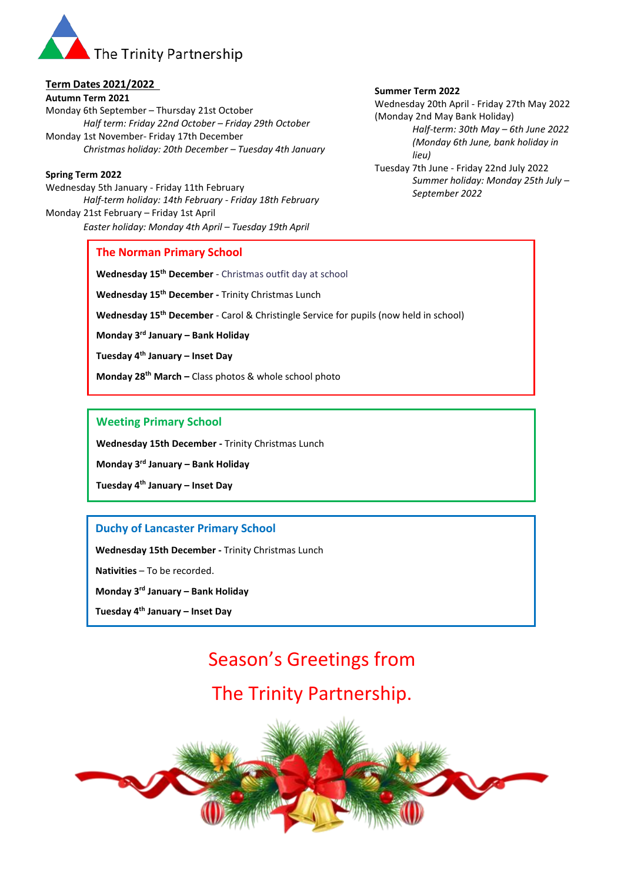The Trinity Partnership

**Term Dates 2021/2022**

**Autumn Term 2021**

Monday 6th September – Thursday 21st October

*Half term: Friday 22nd October – Friday 29th October*

Monday 1st November- Friday 17th December

*Christmas holiday: 20th December – Tuesday 4th January*

**Spring Term 2022**

Wednesday 5th January - Friday 11th February

*Half-term holiday: 14th February - Friday 18th February*

Monday 21st February – Friday 1st April

*Easter holiday: Monday 4th April – Tuesday 19th April*

**Summer Term 2022**

Wednesday 20th April - Friday 27th May 2022 (Monday 2nd May Bank Holiday)

*Half-term: 30th May – 6th June 2022 (Monday 6th June, bank holiday in lieu)*

Tuesday 7th June - Friday 22nd July 2022

*Summer holiday: Monday 25th July – September 2022*

## The Norman Primary School

**Wednesday 15th December** - Christmas outfit day at school

**Wednesday 15th December -** Trinity Christmas Lunch

**Wednesday 15th December** - Carol & Christingle Service for pupils (now held in school)

**Monday 3rd January – Bank Holiday**

**Tuesday 4th January – Inset Day**

**Monday 28th March –** Class photos & whole school photo

## Weeting Primary School

**Wednesday 15th December -** Trinity Christmas Lunch

**Monday 3rd January – Bank Holiday**

**Tuesday 4th January – Inset Day**

## Duchy of Lancaster Primary School

**Wednesday 15th December -** Trinity Christmas Lunch

**Nativities** – To be recorded.

**Monday 3rd January – Bank Holiday**

**Tuesday 4th January – Inset Day**

Season's Greetings from

The Trinity Partnership.